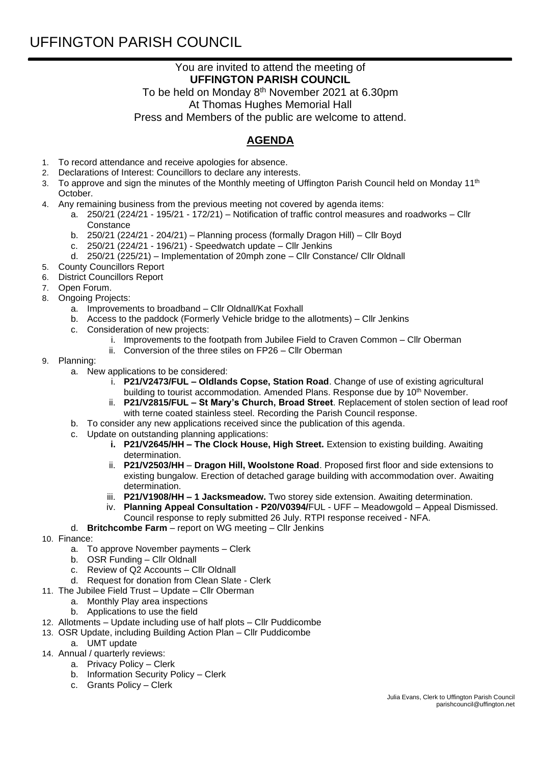# UFFINGTON PARISH COUNCIL

You are invited to attend the meeting of
**UFFINGTON PARISH COUNCIL**
To be held on Monday 8th November 2021 at 6.30pm
At Thomas Hughes Memorial Hall
Press and Members of the public are welcome to attend.

## AGENDA

1. To record attendance and receive apologies for absence.
2. Declarations of Interest: Councillors to declare any interests.
3. To approve and sign the minutes of the Monthly meeting of Uffington Parish Council held on Monday 11th October.
4. Any remaining business from the previous meeting not covered by agenda items:
   a. 250/21 (224/21 - 195/21 - 172/21) – Notification of traffic control measures and roadworks – Cllr Constance
   b. 250/21 (224/21 - 204/21) – Planning process (formally Dragon Hill) – Cllr Boyd
   c. 250/21 (224/21 - 196/21) - Speedwatch update – Cllr Jenkins
   d. 250/21 (225/21) – Implementation of 20mph zone – Cllr Constance/ Cllr Oldnall
5. County Councillors Report
6. District Councillors Report
7. Open Forum.
8. Ongoing Projects:
   a. Improvements to broadband – Cllr Oldnall/Kat Foxhall
   b. Access to the paddock (Formerly Vehicle bridge to the allotments) – Cllr Jenkins
   c. Consideration of new projects:
      i. Improvements to the footpath from Jubilee Field to Craven Common – Cllr Oberman
      ii. Conversion of the three stiles on FP26 – Cllr Oberman
9. Planning:
   a. New applications to be considered:
      i. **P21/V2473/FUL – Oldlands Copse, Station Road**. Change of use of existing agricultural building to tourist accommodation. Amended Plans. Response due by 10th November.
      ii. **P21/V2815/FUL – St Mary's Church, Broad Street**. Replacement of stolen section of lead roof with terne coated stainless steel. Recording the Parish Council response.
   b. To consider any new applications received since the publication of this agenda.
   c. Update on outstanding planning applications:
      i. **P21/V2645/HH – The Clock House, High Street.** Extension to existing building. Awaiting determination.
      ii. **P21/V2503/HH** – **Dragon Hill, Woolstone Road**. Proposed first floor and side extensions to existing bungalow. Erection of detached garage building with accommodation over. Awaiting determination.
      iii. **P21/V1908/HH – 1 Jacksmeadow.** Two storey side extension. Awaiting determination.
      iv. **Planning Appeal Consultation - P20/V0394/**FUL - UFF – Meadowgold – Appeal Dismissed. Council response to reply submitted 26 July. RTPI response received - NFA.
   d. **Britchcombe Farm** – report on WG meeting – Cllr Jenkins
10. Finance:
    a. To approve November payments – Clerk
    b. OSR Funding – Cllr Oldnall
    c. Review of Q2 Accounts – Cllr Oldnall
    d. Request for donation from Clean Slate - Clerk
11. The Jubilee Field Trust – Update – Cllr Oberman
    a. Monthly Play area inspections
    b. Applications to use the field
12. Allotments – Update including use of half plots – Cllr Puddicombe
13. OSR Update, including Building Action Plan – Cllr Puddicombe
    a. UMT update
14. Annual / quarterly reviews:
    a. Privacy Policy – Clerk
    b. Information Security Policy – Clerk
    c. Grants Policy – Clerk

Julia Evans, Clerk to Uffington Parish Council
parishcouncil@uffington.net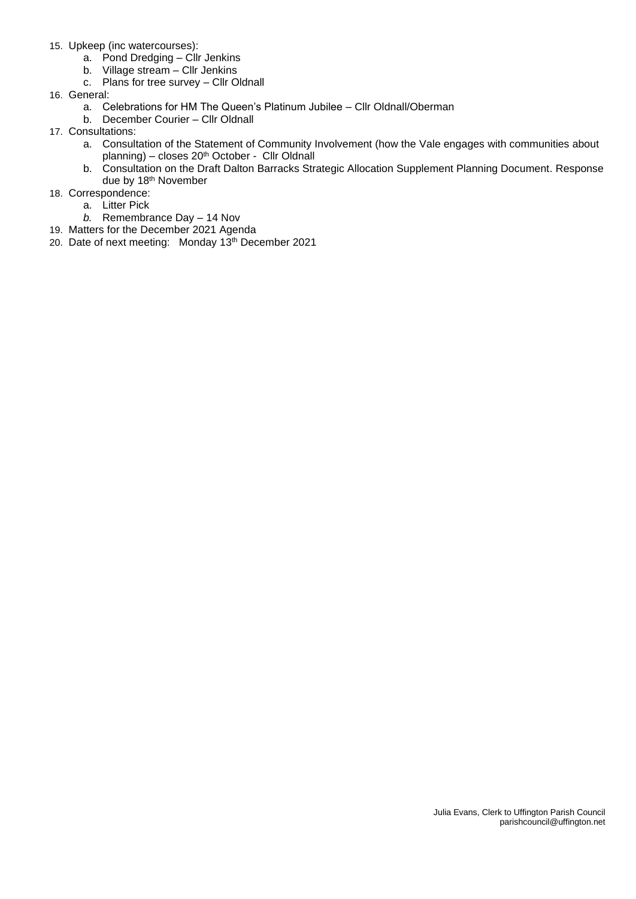15. Upkeep (inc watercourses):
    a. Pond Dredging – Cllr Jenkins
    b. Village stream – Cllr Jenkins
    c. Plans for tree survey – Cllr Oldnall
16. General:
    a. Celebrations for HM The Queen's Platinum Jubilee – Cllr Oldnall/Oberman
    b. December Courier – Cllr Oldnall
17. Consultations:
    a. Consultation of the Statement of Community Involvement (how the Vale engages with communities about planning) – closes 20th October - Cllr Oldnall
    b. Consultation on the Draft Dalton Barracks Strategic Allocation Supplement Planning Document. Response due by 18th November
18. Correspondence:
    a. Litter Pick
    *b.* Remembrance Day – 14 Nov
19. Matters for the December 2021 Agenda
20. Date of next meeting: Monday 13th December 2021

Julia Evans, Clerk to Uffington Parish Council
parishcouncil@uffington.net